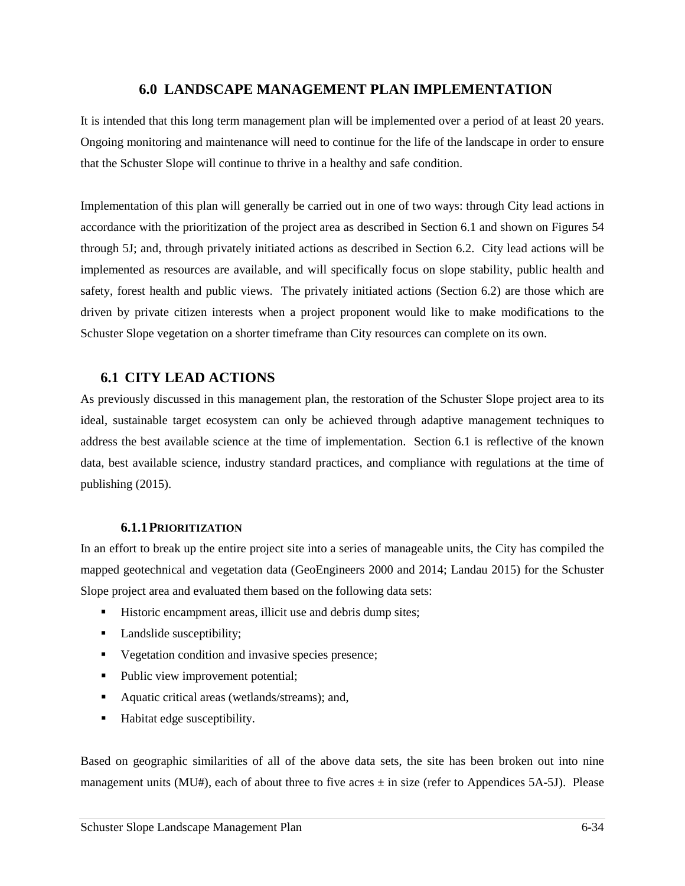# 6.0 LANDSCAPE MANAGEMENT PLAN IMPLEMENTATION

It is intended that this long term management plan will be implemented over a period of at least 20 years. Ongoing monitoring and maintenance will need to continue for the life of the landscape in order to ensure that the Schuster Slope will continue to thrive in a healthy and safe condition.

Implementation of this plan will generally be carried out in one of two ways: through City lead actions in accordance with the prioritization of the project area as described in Section 6.1 and shown on Figures 54 through 5J; and, through privately initiated actions as described in Section 6.2. City lead actions will be implemented as resources are available, and will specifically focus on slope stability, public health and safety, forest health and public views. The privately initiated actions (Section 6.2) are those which are driven by private citizen interests when a project proponent would like to make modifications to the Schuster Slope vegetation on a shorter timeframe than City resources can complete on its own.

## 6.1 CITY LEAD ACTIONS

As previously discussed in this management plan, the restoration of the Schuster Slope project area to its ideal, sustainable target ecosystem can only be achieved through adaptive management techniques to address the best available science at the time of implementation. Section 6.1 is reflective of the known data, best available science, industry standard practices, and compliance with regulations at the time of publishing (2015).

### 6.1.1 PRIORITIZATION

In an effort to break up the entire project site into a series of manageable units, the City has compiled the mapped geotechnical and vegetation data (GeoEngineers 2000 and 2014; Landau 2015) for the Schuster Slope project area and evaluated them based on the following data sets:

- Historic encampment areas, illicit use and debris dump sites;
- Landslide susceptibility;
- Vegetation condition and invasive species presence;
- Public view improvement potential;
- Aquatic critical areas (wetlands/streams); and,
- Habitat edge susceptibility.

Based on geographic similarities of all of the above data sets, the site has been broken out into nine management units (MU#), each of about three to five acres ± in size (refer to Appendices 5A-5J). Please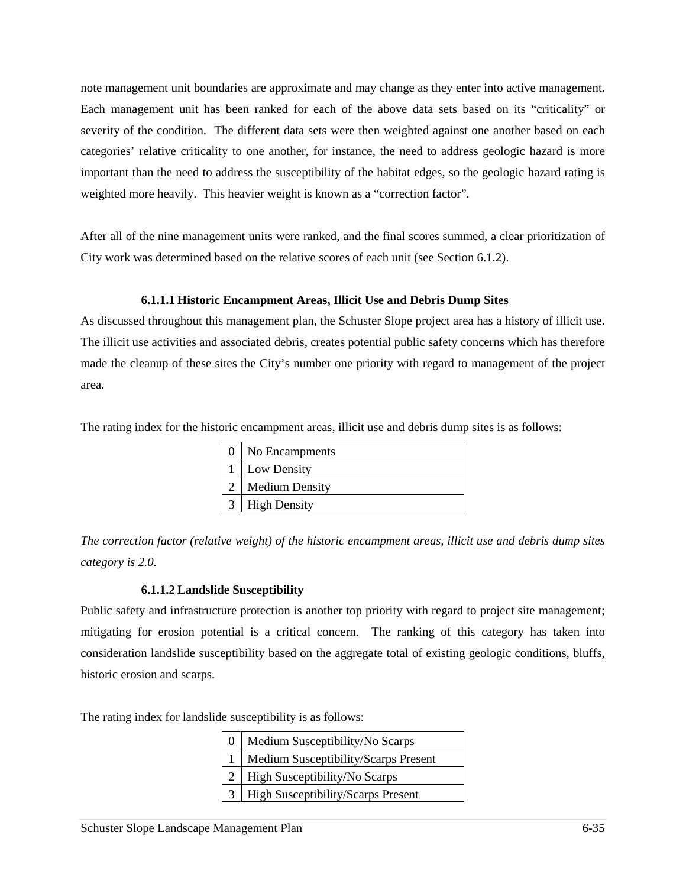note management unit boundaries are approximate and may change as they enter into active management. Each management unit has been ranked for each of the above data sets based on its "criticality" or severity of the condition. The different data sets were then weighted against one another based on each categories' relative criticality to one another, for instance, the need to address geologic hazard is more important than the need to address the susceptibility of the habitat edges, so the geologic hazard rating is weighted more heavily. This heavier weight is known as a "correction factor".

After all of the nine management units were ranked, and the final scores summed, a clear prioritization of City work was determined based on the relative scores of each unit (see Section 6.1.2).

#### 6.1.1.1 Historic Encampment Areas, Illicit Use and Debris Dump Sites

As discussed throughout this management plan, the Schuster Slope project area has a history of illicit use. The illicit use activities and associated debris, creates potential public safety concerns which has therefore made the cleanup of these sites the City's number one priority with regard to management of the project area.

The rating index for the historic encampment areas, illicit use and debris dump sites is as follows:

| | |
|---|---|
| 0 | No Encampments |
| 1 | Low Density |
| 2 | Medium Density |
| 3 | High Density |

*The correction factor (relative weight) of the historic encampment areas, illicit use and debris dump sites category is 2.0.*

#### 6.1.1.2 Landslide Susceptibility

Public safety and infrastructure protection is another top priority with regard to project site management; mitigating for erosion potential is a critical concern. The ranking of this category has taken into consideration landslide susceptibility based on the aggregate total of existing geologic conditions, bluffs, historic erosion and scarps.

The rating index for landslide susceptibility is as follows:

| | |
|---|---|
| 0 | Medium Susceptibility/No Scarps |
| 1 | Medium Susceptibility/Scarps Present |
| 2 | High Susceptibility/No Scarps |
| 3 | High Susceptibility/Scarps Present |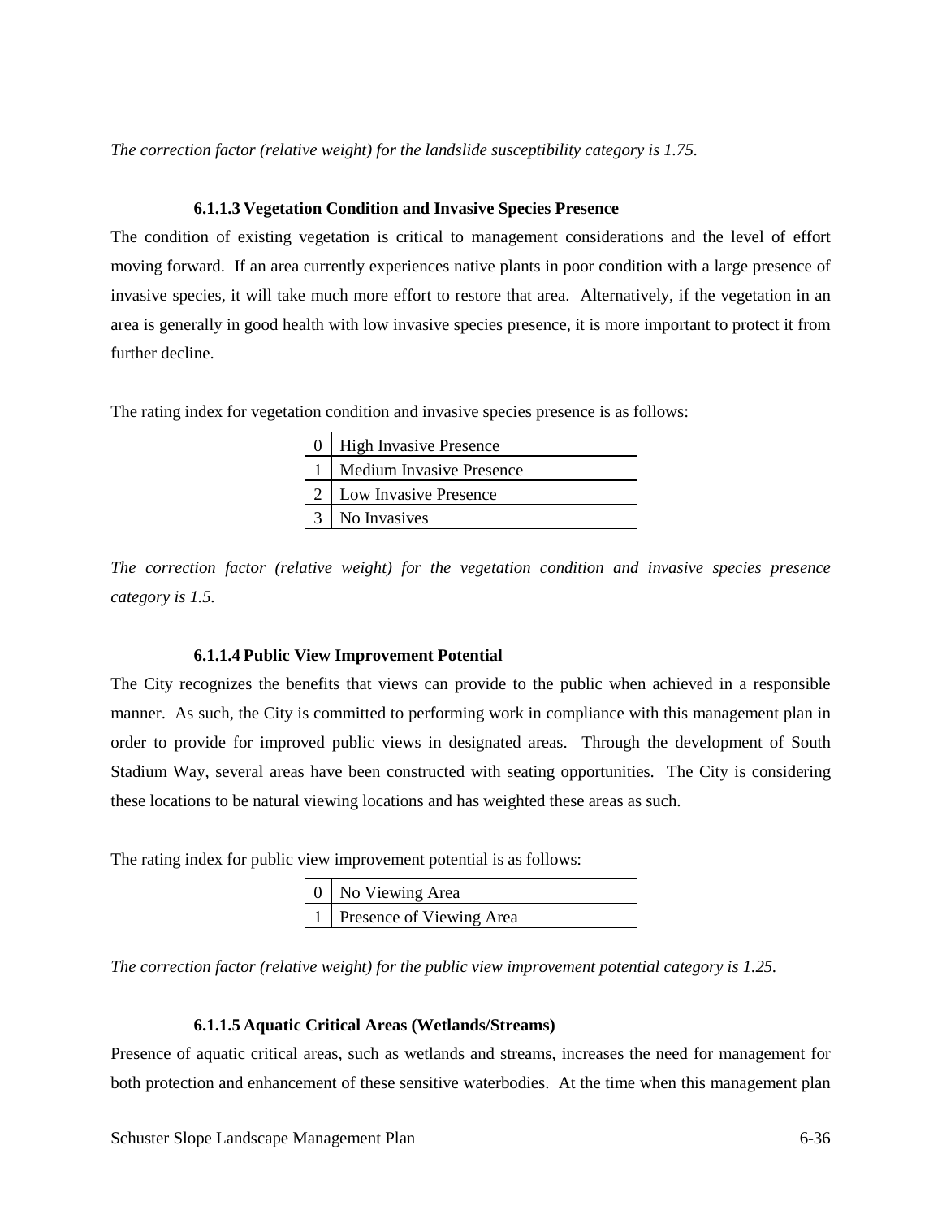*The correction factor (relative weight) for the landslide susceptibility category is 1.75.*

#### 6.1.1.3 Vegetation Condition and Invasive Species Presence

The condition of existing vegetation is critical to management considerations and the level of effort moving forward. If an area currently experiences native plants in poor condition with a large presence of invasive species, it will take much more effort to restore that area. Alternatively, if the vegetation in an area is generally in good health with low invasive species presence, it is more important to protect it from further decline.

The rating index for vegetation condition and invasive species presence is as follows:

| | |
|---|---|
| 0 | High Invasive Presence |
| 1 | Medium Invasive Presence |
| 2 | Low Invasive Presence |
| 3 | No Invasives |

*The correction factor (relative weight) for the vegetation condition and invasive species presence category is 1.5.*

#### 6.1.1.4 Public View Improvement Potential

The City recognizes the benefits that views can provide to the public when achieved in a responsible manner. As such, the City is committed to performing work in compliance with this management plan in order to provide for improved public views in designated areas. Through the development of South Stadium Way, several areas have been constructed with seating opportunities. The City is considering these locations to be natural viewing locations and has weighted these areas as such.

The rating index for public view improvement potential is as follows:

| | |
|---|---|
| 0 | No Viewing Area |
| 1 | Presence of Viewing Area |

*The correction factor (relative weight) for the public view improvement potential category is 1.25.*

#### 6.1.1.5 Aquatic Critical Areas (Wetlands/Streams)

Presence of aquatic critical areas, such as wetlands and streams, increases the need for management for both protection and enhancement of these sensitive waterbodies. At the time when this management plan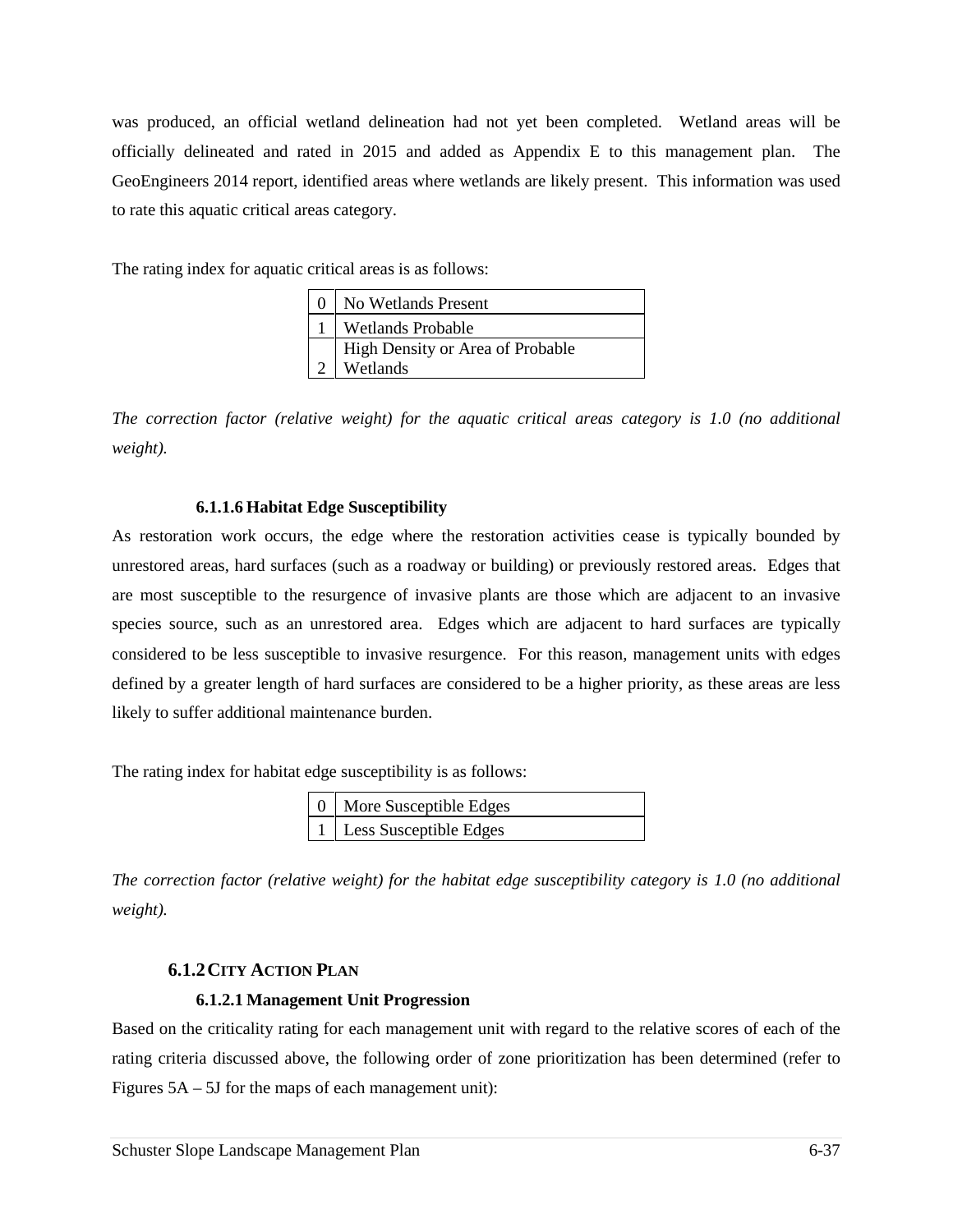was produced, an official wetland delineation had not yet been completed. Wetland areas will be officially delineated and rated in 2015 and added as Appendix E to this management plan. The GeoEngineers 2014 report, identified areas where wetlands are likely present. This information was used to rate this aquatic critical areas category.

The rating index for aquatic critical areas is as follows:

| | |
|---|---|
| 0 | No Wetlands Present |
| 1 | Wetlands Probable |
| 2 | High Density or Area of Probable Wetlands |

*The correction factor (relative weight) for the aquatic critical areas category is 1.0 (no additional weight).*

#### 6.1.1.6 Habitat Edge Susceptibility

As restoration work occurs, the edge where the restoration activities cease is typically bounded by unrestored areas, hard surfaces (such as a roadway or building) or previously restored areas. Edges that are most susceptible to the resurgence of invasive plants are those which are adjacent to an invasive species source, such as an unrestored area. Edges which are adjacent to hard surfaces are typically considered to be less susceptible to invasive resurgence. For this reason, management units with edges defined by a greater length of hard surfaces are considered to be a higher priority, as these areas are less likely to suffer additional maintenance burden.

The rating index for habitat edge susceptibility is as follows:

| | |
|---|---|
| 0 | More Susceptible Edges |
| 1 | Less Susceptible Edges |

*The correction factor (relative weight) for the habitat edge susceptibility category is 1.0 (no additional weight).*

### 6.1.2 City Action Plan

#### 6.1.2.1 Management Unit Progression

Based on the criticality rating for each management unit with regard to the relative scores of each of the rating criteria discussed above, the following order of zone prioritization has been determined (refer to Figures 5A – 5J for the maps of each management unit):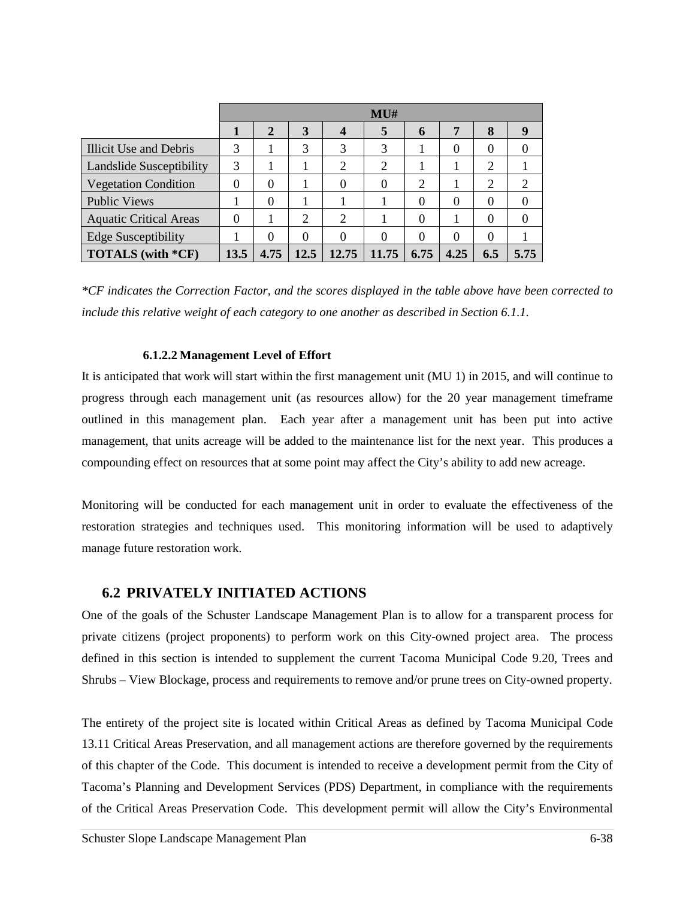| | MU# | | | | | | | | |
|---|---|---|---|---|---|---|---|---|---|
| | **1** | **2** | **3** | **4** | **5** | **6** | **7** | **8** | **9** |
| Illicit Use and Debris | 3 | 1 | 3 | 3 | 3 | 1 | 0 | 0 | 0 |
| Landslide Susceptibility | 3 | 1 | 1 | 2 | 2 | 1 | 1 | 2 | 1 |
| Vegetation Condition | 0 | 0 | 1 | 0 | 0 | 2 | 1 | 2 | 2 |
| Public Views | 1 | 0 | 1 | 1 | 1 | 0 | 0 | 0 | 0 |
| Aquatic Critical Areas | 0 | 1 | 2 | 2 | 1 | 0 | 1 | 0 | 0 |
| Edge Susceptibility | 1 | 0 | 0 | 0 | 0 | 0 | 0 | 0 | 1 |
| **TOTALS (with *CF)** | **13.5** | **4.75** | **12.5** | **12.75** | **11.75** | **6.75** | **4.25** | **6.5** | **5.75** |

*\*CF indicates the Correction Factor, and the scores displayed in the table above have been corrected to include this relative weight of each category to one another as described in Section 6.1.1.*

#### 6.1.2.2 Management Level of Effort

It is anticipated that work will start within the first management unit (MU 1) in 2015, and will continue to progress through each management unit (as resources allow) for the 20 year management timeframe outlined in this management plan. Each year after a management unit has been put into active management, that units acreage will be added to the maintenance list for the next year. This produces a compounding effect on resources that at some point may affect the City's ability to add new acreage.

Monitoring will be conducted for each management unit in order to evaluate the effectiveness of the restoration strategies and techniques used. This monitoring information will be used to adaptively manage future restoration work.

## 6.2 PRIVATELY INITIATED ACTIONS

One of the goals of the Schuster Landscape Management Plan is to allow for a transparent process for private citizens (project proponents) to perform work on this City-owned project area. The process defined in this section is intended to supplement the current Tacoma Municipal Code 9.20, Trees and Shrubs – View Blockage, process and requirements to remove and/or prune trees on City-owned property.

The entirety of the project site is located within Critical Areas as defined by Tacoma Municipal Code 13.11 Critical Areas Preservation, and all management actions are therefore governed by the requirements of this chapter of the Code. This document is intended to receive a development permit from the City of Tacoma's Planning and Development Services (PDS) Department, in compliance with the requirements of the Critical Areas Preservation Code. This development permit will allow the City's Environmental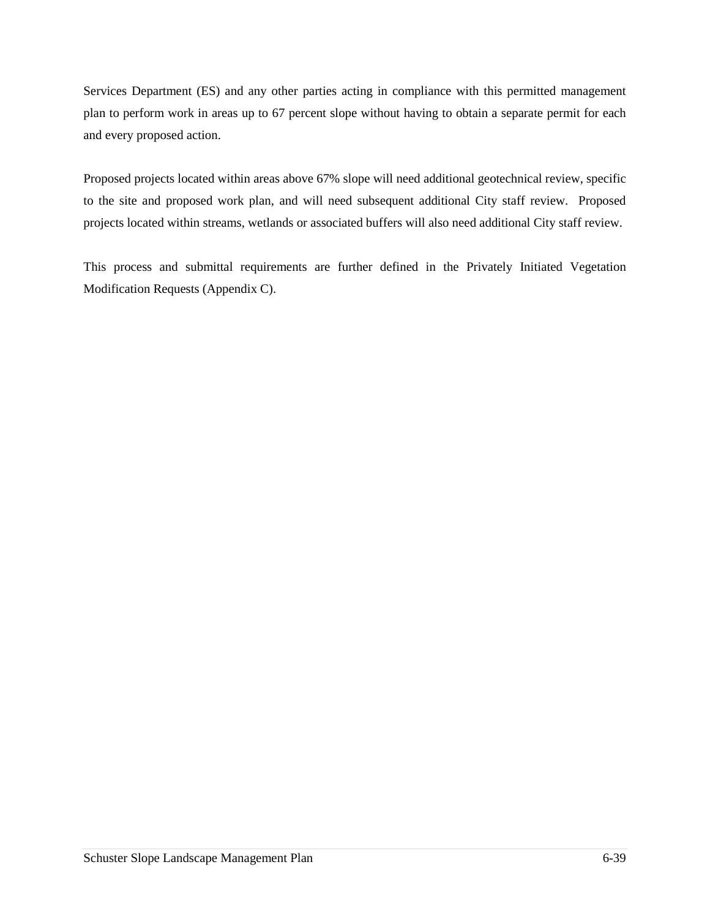Services Department (ES) and any other parties acting in compliance with this permitted management plan to perform work in areas up to 67 percent slope without having to obtain a separate permit for each and every proposed action.

Proposed projects located within areas above 67% slope will need additional geotechnical review, specific to the site and proposed work plan, and will need subsequent additional City staff review. Proposed projects located within streams, wetlands or associated buffers will also need additional City staff review.

This process and submittal requirements are further defined in the Privately Initiated Vegetation Modification Requests (Appendix C).